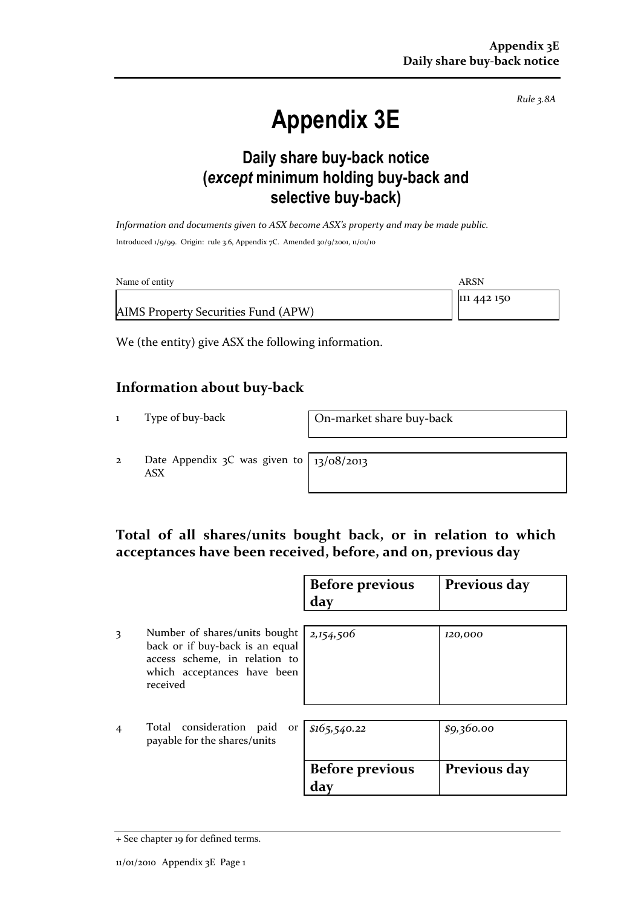*Rule 3.8A*

# Appendix 3E

## Daily share buy-back notice (*except* minimum holding buy-back and selective buy-back)

*Information and documents given to ASX become ASX's property and may be made public.*

Introduced 1/9/99. Origin: rule 3.6, Appendix 7C. Amended 30/9/2001, 11/01/10

| Name of entity | ARSN |
|---|---|
| AIMS Property Securities Fund (APW) | 111 442 150 |

We (the entity) give ASX the following information.

## Information about buy-back

| | | |
|---|---|---|
| 1 | Type of buy-back | On-market share buy-back |
| 2 | Date Appendix 3C was given to ASX | 13/08/2013 |

## Total of all shares/units bought back, or in relation to which acceptances have been received, before, and on, previous day

| | | Before previous day | Previous day |
|---|---|---|---|
| 3 | Number of shares/units bought back or if buy-back is an equal access scheme, in relation to which acceptances have been received | *2,154,506* | *120,000* |
| 4 | Total consideration paid or payable for the shares/units | *$165,540.22* | *$9,360.00* |

| Before previous day | Previous day |
|---|---|

+ See chapter 19 for defined terms.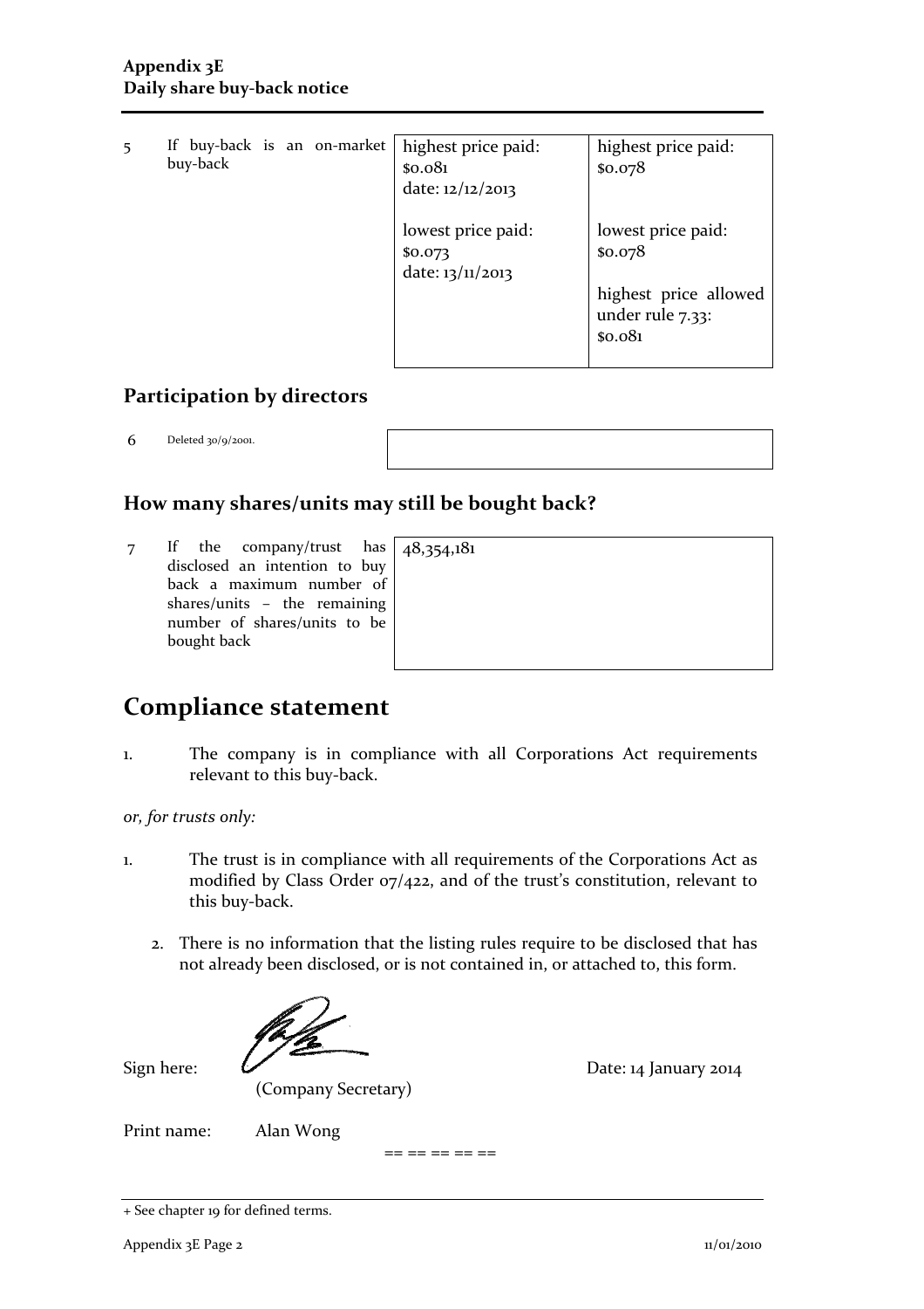| | | | |
|---|---|---|---|
| 5 | If buy-back is an on-market buy-back | highest price paid: $0.081<br>date: 12/12/2013<br><br>lowest price paid: $0.073<br>date: 13/11/2013 | highest price paid: $0.078<br><br>lowest price paid: $0.078<br><br>highest price allowed under rule 7.33: $0.081 |

## Participation by directors

| | | |
|---|---|---|
| 6 | Deleted 30/9/2001. | |

## How many shares/units may still be bought back?

| | | |
|---|---|---|
| 7 | If the company/trust has disclosed an intention to buy back a maximum number of shares/units – the remaining number of shares/units to be bought back | 48,354,181 |

# Compliance statement

1. The company is in compliance with all Corporations Act requirements relevant to this buy-back.

*or, for trusts only:*

1. The trust is in compliance with all requirements of the Corporations Act as modified by Class Order 07/422, and of the trust's constitution, relevant to this buy-back.

2. There is no information that the listing rules require to be disclosed that has not already been disclosed, or is not contained in, or attached to, this form.

Sign here: (Company Secretary) Date: 14 January 2014

Print name: Alan Wong

== == == == ==

+ See chapter 19 for defined terms.